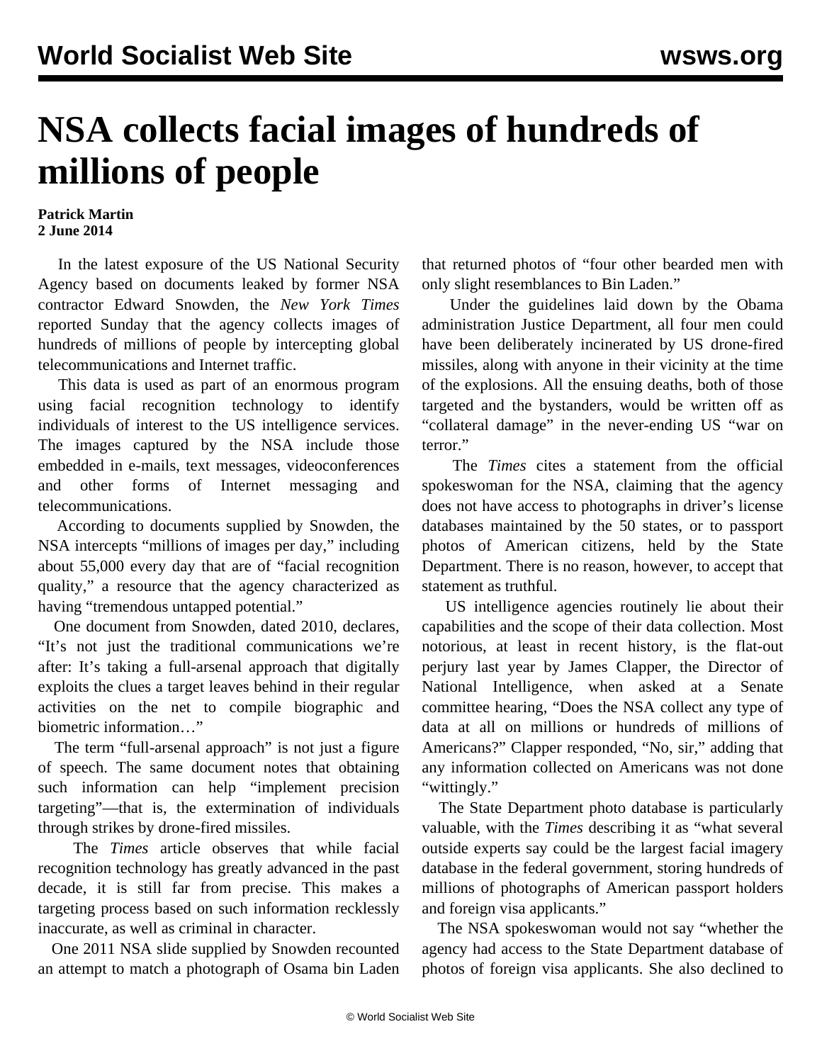# NSA collects facial images of hundreds of millions of people

**Patrick Martin**
**2 June 2014**

In the latest exposure of the US National Security Agency based on documents leaked by former NSA contractor Edward Snowden, the *New York Times* reported Sunday that the agency collects images of hundreds of millions of people by intercepting global telecommunications and Internet traffic.

This data is used as part of an enormous program using facial recognition technology to identify individuals of interest to the US intelligence services. The images captured by the NSA include those embedded in e-mails, text messages, videoconferences and other forms of Internet messaging and telecommunications.

According to documents supplied by Snowden, the NSA intercepts "millions of images per day," including about 55,000 every day that are of "facial recognition quality," a resource that the agency characterized as having "tremendous untapped potential."

One document from Snowden, dated 2010, declares, "It's not just the traditional communications we're after: It's taking a full-arsenal approach that digitally exploits the clues a target leaves behind in their regular activities on the net to compile biographic and biometric information…"

The term "full-arsenal approach" is not just a figure of speech. The same document notes that obtaining such information can help "implement precision targeting"—that is, the extermination of individuals through strikes by drone-fired missiles.

The *Times* article observes that while facial recognition technology has greatly advanced in the past decade, it is still far from precise. This makes a targeting process based on such information recklessly inaccurate, as well as criminal in character.

One 2011 NSA slide supplied by Snowden recounted an attempt to match a photograph of Osama bin Laden that returned photos of "four other bearded men with only slight resemblances to Bin Laden."

Under the guidelines laid down by the Obama administration Justice Department, all four men could have been deliberately incinerated by US drone-fired missiles, along with anyone in their vicinity at the time of the explosions. All the ensuing deaths, both of those targeted and the bystanders, would be written off as "collateral damage" in the never-ending US "war on terror."

The *Times* cites a statement from the official spokeswoman for the NSA, claiming that the agency does not have access to photographs in driver's license databases maintained by the 50 states, or to passport photos of American citizens, held by the State Department. There is no reason, however, to accept that statement as truthful.

US intelligence agencies routinely lie about their capabilities and the scope of their data collection. Most notorious, at least in recent history, is the flat-out perjury last year by James Clapper, the Director of National Intelligence, when asked at a Senate committee hearing, "Does the NSA collect any type of data at all on millions or hundreds of millions of Americans?" Clapper responded, "No, sir," adding that any information collected on Americans was not done "wittingly."

The State Department photo database is particularly valuable, with the *Times* describing it as "what several outside experts say could be the largest facial imagery database in the federal government, storing hundreds of millions of photographs of American passport holders and foreign visa applicants."

The NSA spokeswoman would not say "whether the agency had access to the State Department database of photos of foreign visa applicants. She also declined to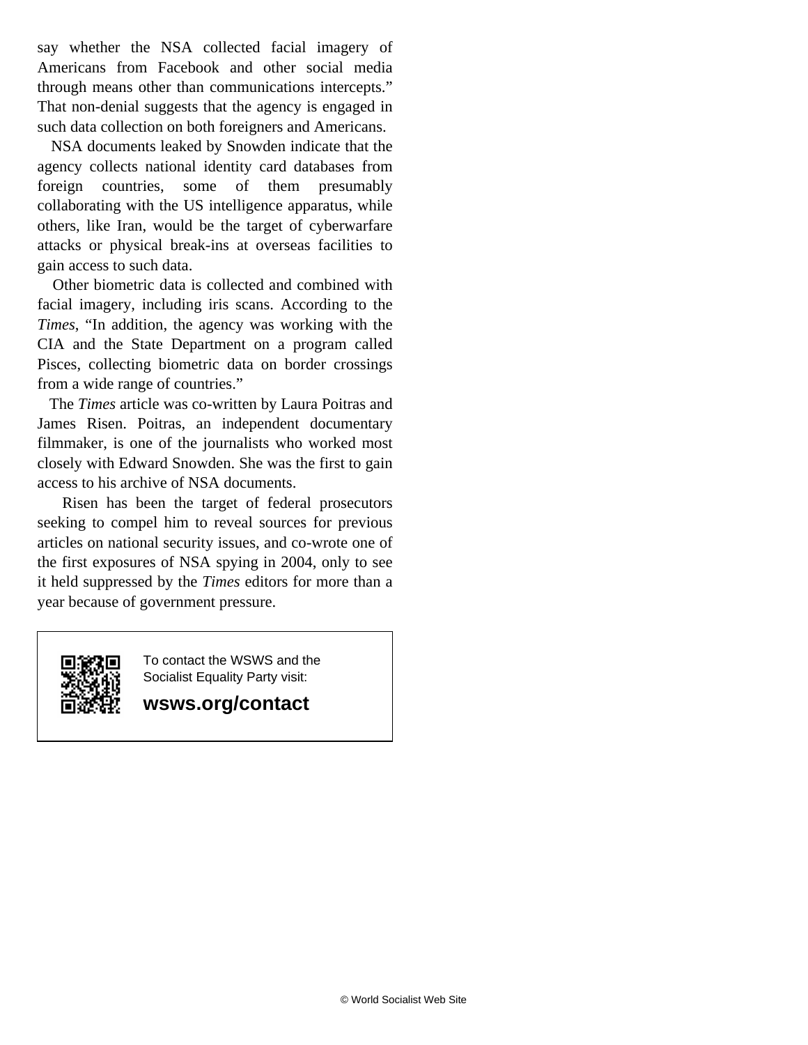say whether the NSA collected facial imagery of Americans from Facebook and other social media through means other than communications intercepts." That non-denial suggests that the agency is engaged in such data collection on both foreigners and Americans.

NSA documents leaked by Snowden indicate that the agency collects national identity card databases from foreign countries, some of them presumably collaborating with the US intelligence apparatus, while others, like Iran, would be the target of cyberwarfare attacks or physical break-ins at overseas facilities to gain access to such data.

Other biometric data is collected and combined with facial imagery, including iris scans. According to the *Times*, "In addition, the agency was working with the CIA and the State Department on a program called Pisces, collecting biometric data on border crossings from a wide range of countries."

The *Times* article was co-written by Laura Poitras and James Risen. Poitras, an independent documentary filmmaker, is one of the journalists who worked most closely with Edward Snowden. She was the first to gain access to his archive of NSA documents.

Risen has been the target of federal prosecutors seeking to compel him to reveal sources for previous articles on national security issues, and co-wrote one of the first exposures of NSA spying in 2004, only to see it held suppressed by the *Times* editors for more than a year because of government pressure.

To contact the WSWS and the Socialist Equality Party visit:

**wsws.org/contact**